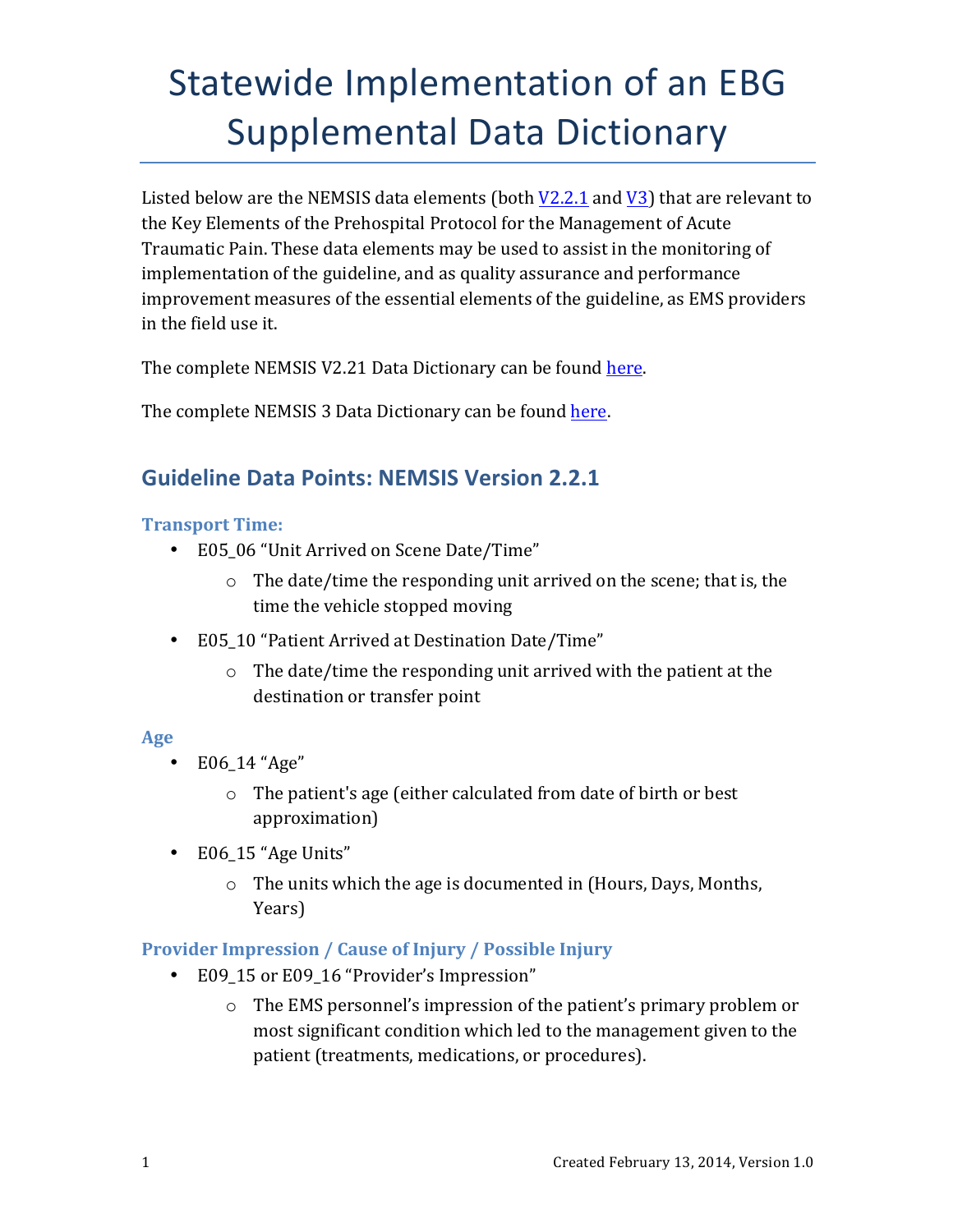# Statewide Implementation of an EBG Supplemental Data Dictionary

Listed below are the NEMSIS data elements (both V2.2.1 and V3) that are relevant to the Key Elements of the Prehospital Protocol for the Management of Acute Traumatic Pain. These data elements may be used to assist in the monitoring of implementation of the guideline, and as quality assurance and performance improvement measures of the essential elements of the guideline, as EMS providers in the field use it.

The complete NEMSIS V2.21 Data Dictionary can be found here.

The complete NEMSIS 3 Data Dictionary can be found here.

## Guideline Data Points: NEMSIS Version 2.2.1

### Transport Time:

- E05_06 "Unit Arrived on Scene Date/Time"
  - The date/time the responding unit arrived on the scene; that is, the time the vehicle stopped moving
- E05_10 "Patient Arrived at Destination Date/Time"
  - The date/time the responding unit arrived with the patient at the destination or transfer point

### Age

- E06_14 "Age"
  - The patient's age (either calculated from date of birth or best approximation)
- E06_15 "Age Units"
  - The units which the age is documented in (Hours, Days, Months, Years)

### Provider Impression / Cause of Injury / Possible Injury

- E09_15 or E09_16 "Provider's Impression"
  - The EMS personnel's impression of the patient's primary problem or most significant condition which led to the management given to the patient (treatments, medications, or procedures).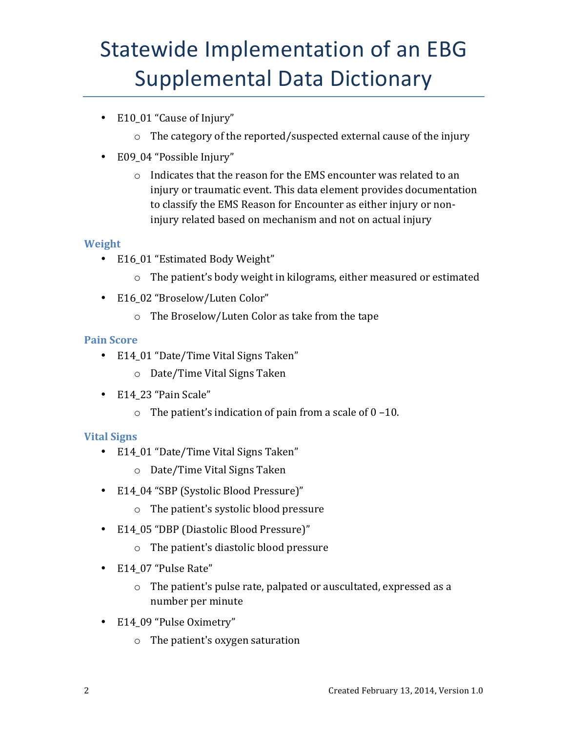# Statewide Implementation of an EBG Supplemental Data Dictionary

- E10_01 "Cause of Injury"
  - The category of the reported/suspected external cause of the injury
- E09_04 "Possible Injury"
  - Indicates that the reason for the EMS encounter was related to an injury or traumatic event. This data element provides documentation to classify the EMS Reason for Encounter as either injury or non-injury related based on mechanism and not on actual injury

### Weight

- E16_01 "Estimated Body Weight"
  - The patient's body weight in kilograms, either measured or estimated
- E16_02 "Broselow/Luten Color"
  - The Broselow/Luten Color as take from the tape

### Pain Score

- E14_01 "Date/Time Vital Signs Taken"
  - Date/Time Vital Signs Taken
- E14_23 "Pain Scale"
  - The patient's indication of pain from a scale of 0 –10.

### Vital Signs

- E14_01 "Date/Time Vital Signs Taken"
  - Date/Time Vital Signs Taken
- E14_04 "SBP (Systolic Blood Pressure)"
  - The patient's systolic blood pressure
- E14_05 "DBP (Diastolic Blood Pressure)"
  - The patient's diastolic blood pressure
- E14_07 "Pulse Rate"
  - The patient's pulse rate, palpated or auscultated, expressed as a number per minute
- E14_09 "Pulse Oximetry"
  - The patient's oxygen saturation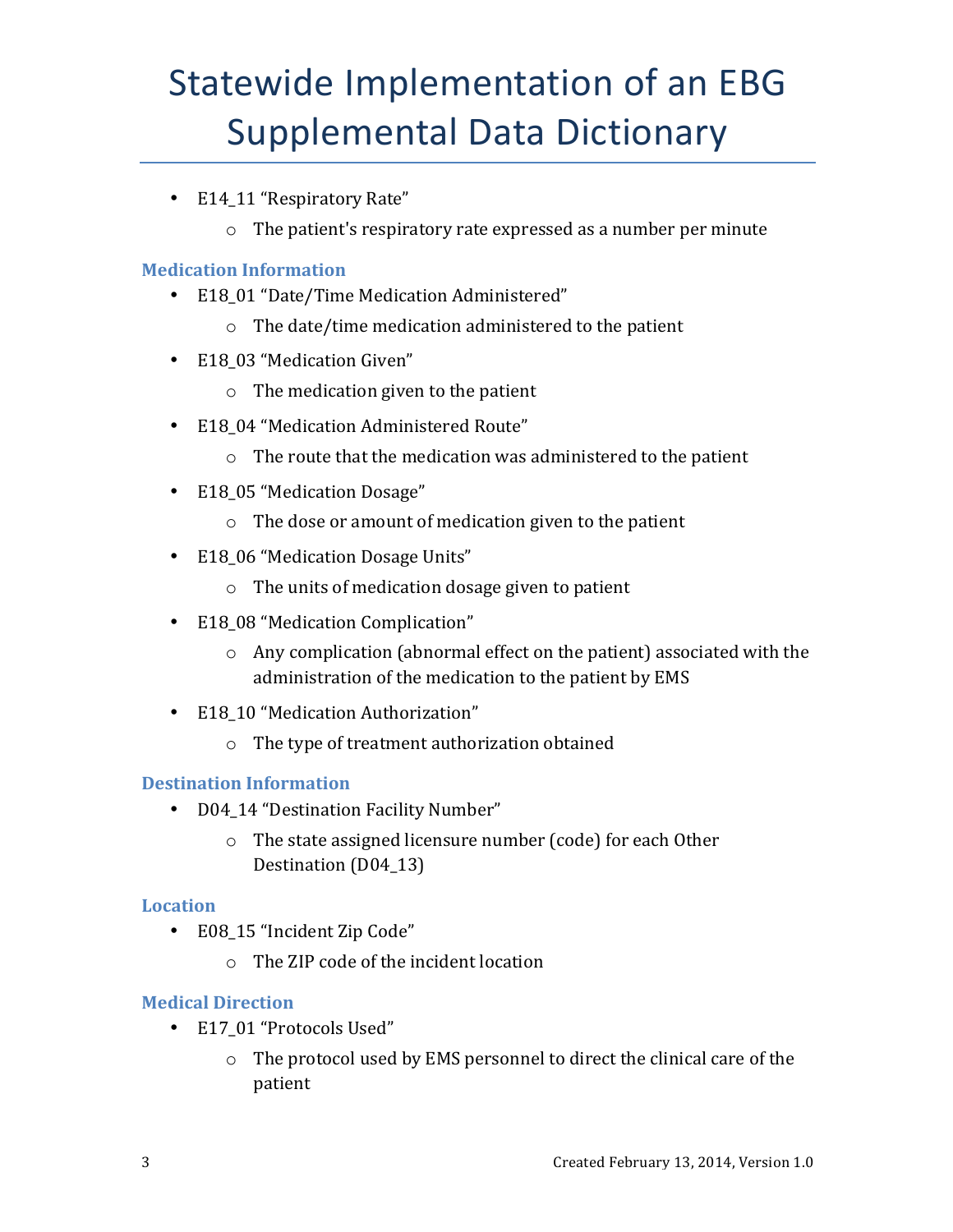- E14_11 "Respiratory Rate"
    - The patient's respiratory rate expressed as a number per minute

### Medication Information

- E18_01 "Date/Time Medication Administered"
    - The date/time medication administered to the patient
- E18_03 "Medication Given"
    - The medication given to the patient
- E18_04 "Medication Administered Route"
    - The route that the medication was administered to the patient
- E18_05 "Medication Dosage"
    - The dose or amount of medication given to the patient
- E18_06 "Medication Dosage Units"
    - The units of medication dosage given to patient
- E18_08 "Medication Complication"
    - Any complication (abnormal effect on the patient) associated with the administration of the medication to the patient by EMS
- E18_10 "Medication Authorization"
    - The type of treatment authorization obtained

### Destination Information

- D04_14 "Destination Facility Number"
    - The state assigned licensure number (code) for each Other Destination (D04_13)

### Location

- E08_15 "Incident Zip Code"
    - The ZIP code of the incident location

### Medical Direction

- E17_01 "Protocols Used"
    - The protocol used by EMS personnel to direct the clinical care of the patient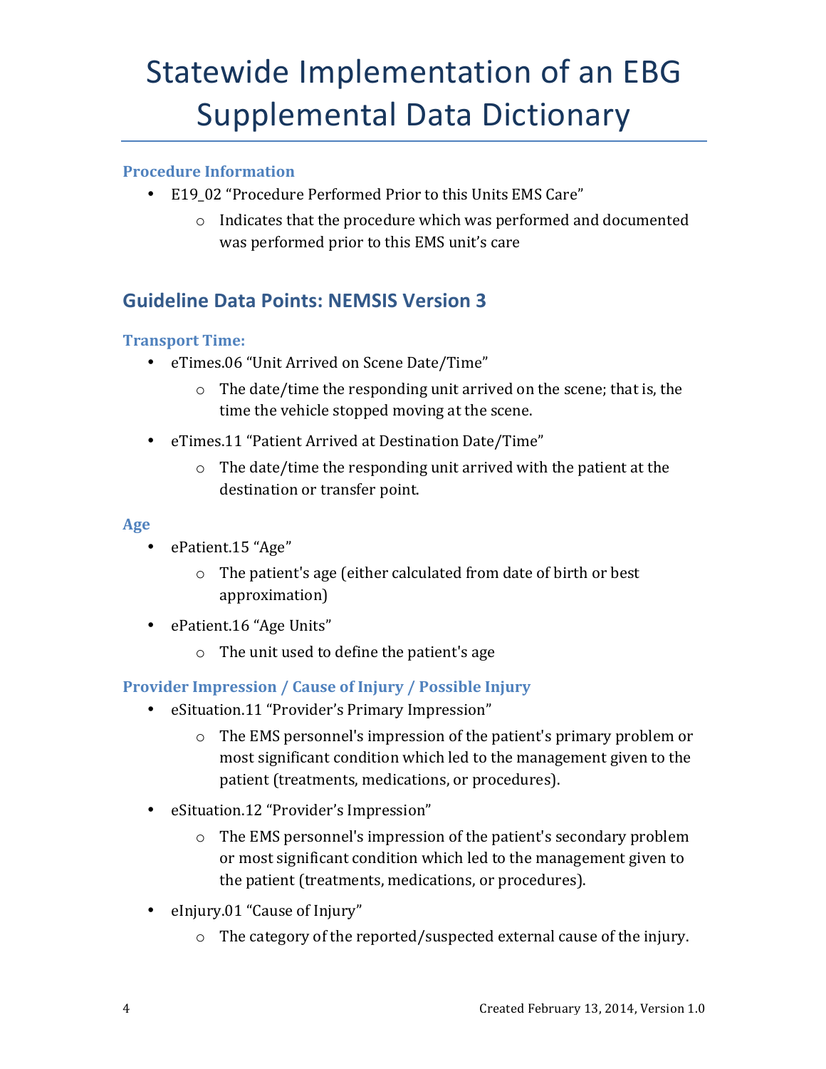# Statewide Implementation of an EBG Supplemental Data Dictionary

### Procedure Information

- E19_02 "Procedure Performed Prior to this Units EMS Care"
  - Indicates that the procedure which was performed and documented was performed prior to this EMS unit's care

## Guideline Data Points: NEMSIS Version 3

### Transport Time:

- eTimes.06 "Unit Arrived on Scene Date/Time"
  - The date/time the responding unit arrived on the scene; that is, the time the vehicle stopped moving at the scene.
- eTimes.11 "Patient Arrived at Destination Date/Time"
  - The date/time the responding unit arrived with the patient at the destination or transfer point.

### Age

- ePatient.15 "Age"
  - The patient's age (either calculated from date of birth or best approximation)
- ePatient.16 "Age Units"
  - The unit used to define the patient's age

### Provider Impression / Cause of Injury / Possible Injury

- eSituation.11 "Provider's Primary Impression"
  - The EMS personnel's impression of the patient's primary problem or most significant condition which led to the management given to the patient (treatments, medications, or procedures).
- eSituation.12 "Provider's Impression"
  - The EMS personnel's impression of the patient's secondary problem or most significant condition which led to the management given to the patient (treatments, medications, or procedures).
- eInjury.01 "Cause of Injury"
  - The category of the reported/suspected external cause of the injury.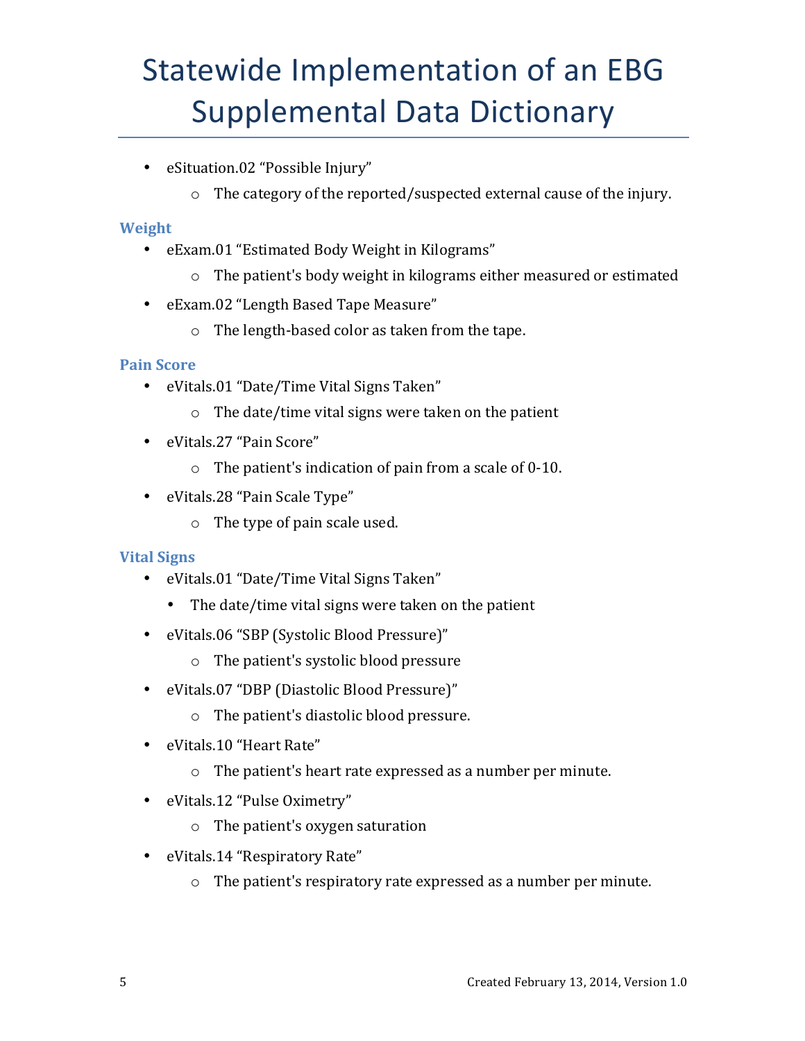- eSituation.02 “Possible Injury”
    - The category of the reported/suspected external cause of the injury.

### Weight

- eExam.01 “Estimated Body Weight in Kilograms”
    - The patient's body weight in kilograms either measured or estimated
- eExam.02 “Length Based Tape Measure”
    - The length-based color as taken from the tape.

### Pain Score

- eVitals.01 “Date/Time Vital Signs Taken”
    - The date/time vital signs were taken on the patient
- eVitals.27 “Pain Score”
    - The patient's indication of pain from a scale of 0-10.
- eVitals.28 “Pain Scale Type”
    - The type of pain scale used.

### Vital Signs

- eVitals.01 “Date/Time Vital Signs Taken”
    - The date/time vital signs were taken on the patient
- eVitals.06 “SBP (Systolic Blood Pressure)”
    - The patient's systolic blood pressure
- eVitals.07 “DBP (Diastolic Blood Pressure)”
    - The patient's diastolic blood pressure.
- eVitals.10 “Heart Rate”
    - The patient's heart rate expressed as a number per minute.
- eVitals.12 “Pulse Oximetry”
    - The patient's oxygen saturation
- eVitals.14 “Respiratory Rate”
    - The patient's respiratory rate expressed as a number per minute.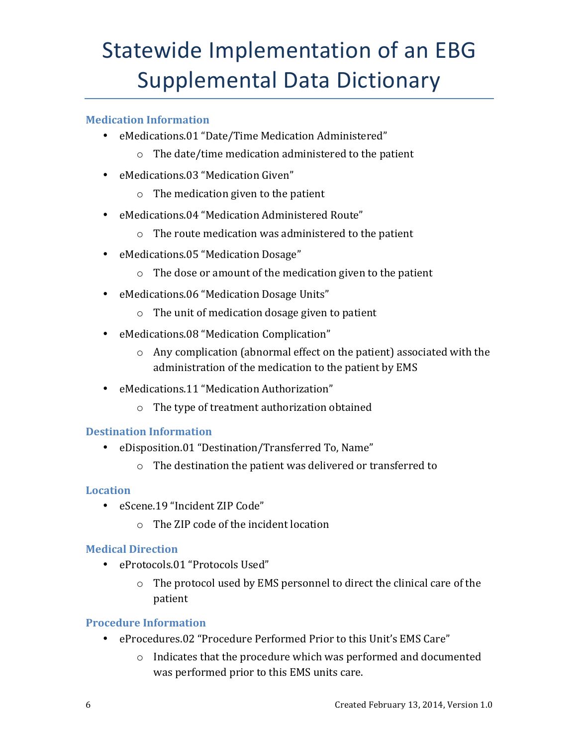# Statewide Implementation of an EBG Supplemental Data Dictionary

### Medication Information

- eMedications.01 "Date/Time Medication Administered"
  - The date/time medication administered to the patient
- eMedications.03 "Medication Given"
  - The medication given to the patient
- eMedications.04 "Medication Administered Route"
  - The route medication was administered to the patient
- eMedications.05 "Medication Dosage"
  - The dose or amount of the medication given to the patient
- eMedications.06 "Medication Dosage Units"
  - The unit of medication dosage given to patient
- eMedications.08 "Medication Complication"
  - Any complication (abnormal effect on the patient) associated with the administration of the medication to the patient by EMS
- eMedications.11 "Medication Authorization"
  - The type of treatment authorization obtained

### Destination Information

- eDisposition.01 "Destination/Transferred To, Name"
  - The destination the patient was delivered or transferred to

### Location

- eScene.19 "Incident ZIP Code"
  - The ZIP code of the incident location

### Medical Direction

- eProtocols.01 "Protocols Used"
  - The protocol used by EMS personnel to direct the clinical care of the patient

### Procedure Information

- eProcedures.02 "Procedure Performed Prior to this Unit's EMS Care"
  - Indicates that the procedure which was performed and documented was performed prior to this EMS units care.

Created February 13, 2014, Version 1.0